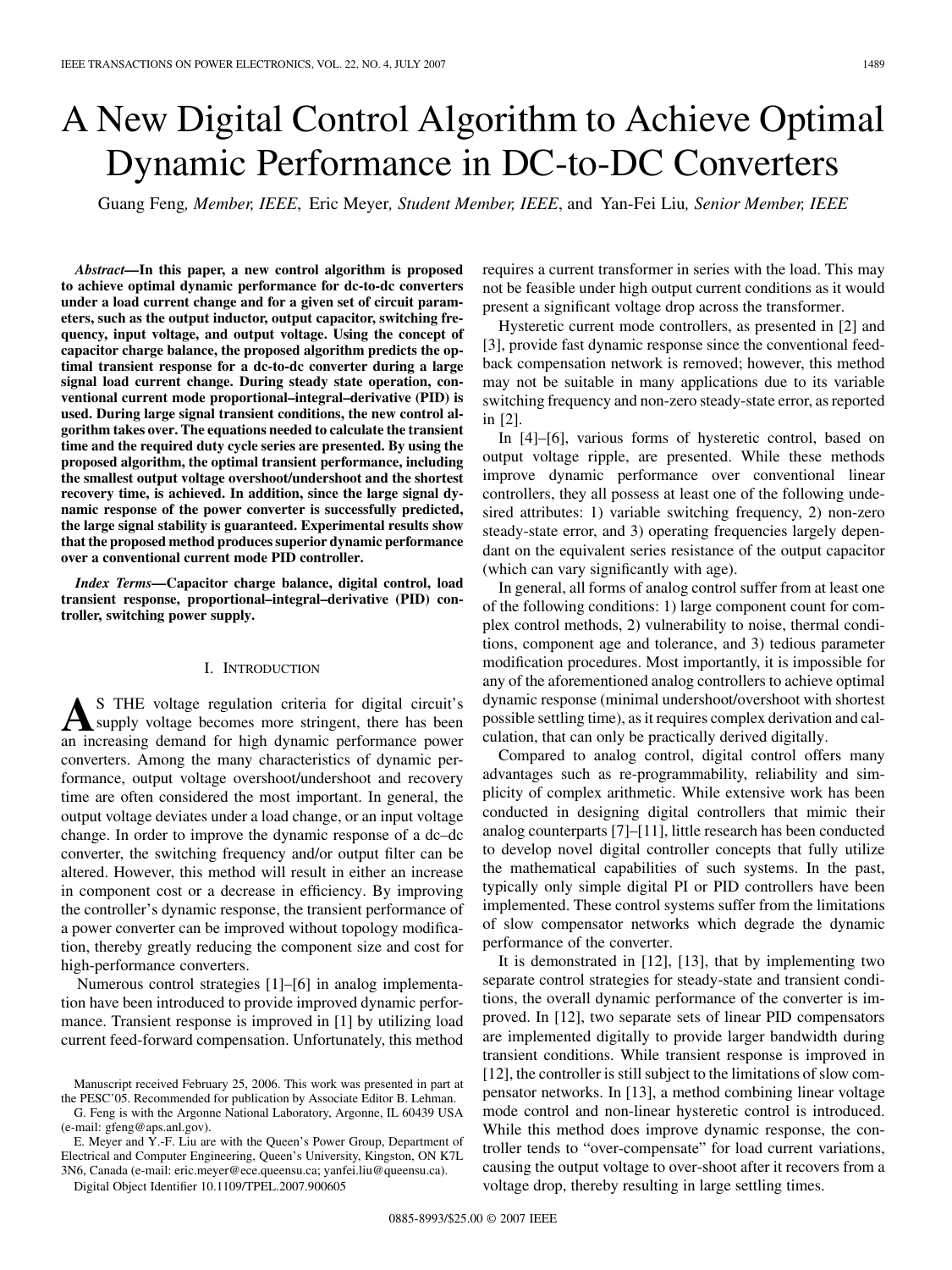# A New Digital Control Algorithm to Achieve Optimal Dynamic Performance in DC-to-DC Converters

Guang Feng, *Member, IEEE*, Eric Meyer, *Student Member, IEEE*, and Yan-Fei Liu, *Senior Member, IEEE*

***Abstract*—In this paper, a new control algorithm is proposed to achieve optimal dynamic performance for dc-to-dc converters under a load current change and for a given set of circuit parameters, such as the output inductor, output capacitor, switching frequency, input voltage, and output voltage. Using the concept of capacitor charge balance, the proposed algorithm predicts the optimal transient response for a dc-to-dc converter during a large signal load current change. During steady state operation, conventional current mode proportional–integral–derivative (PID) is used. During large signal transient conditions, the new control algorithm takes over. The equations needed to calculate the transient time and the required duty cycle series are presented. By using the proposed algorithm, the optimal transient performance, including the smallest output voltage overshoot/undershoot and the shortest recovery time, is achieved. In addition, since the large signal dynamic response of the power converter is successfully predicted, the large signal stability is guaranteed. Experimental results show that the proposed method produces superior dynamic performance over a conventional current mode PID controller.**

***Index Terms*—Capacitor charge balance, digital control, load transient response, proportional–integral–derivative (PID) controller, switching power supply.**

## I. Introduction

As THE voltage regulation criteria for digital circuit's supply voltage becomes more stringent, there has been an increasing demand for high dynamic performance power converters. Among the many characteristics of dynamic performance, output voltage overshoot/undershoot and recovery time are often considered the most important. In general, the output voltage deviates under a load change, or an input voltage change. In order to improve the dynamic response of a dc–dc converter, the switching frequency and/or output filter can be altered. However, this method will result in either an increase in component cost or a decrease in efficiency. By improving the controller's dynamic response, the transient performance of a power converter can be improved without topology modification, thereby greatly reducing the component size and cost for high-performance converters.

Numerous control strategies [1]–[6] in analog implementation have been introduced to provide improved dynamic performance. Transient response is improved in [1] by utilizing load current feed-forward compensation. Unfortunately, this method requires a current transformer in series with the load. This may not be feasible under high output current conditions as it would present a significant voltage drop across the transformer.

Hysteretic current mode controllers, as presented in [2] and [3], provide fast dynamic response since the conventional feedback compensation network is removed; however, this method may not be suitable in many applications due to its variable switching frequency and non-zero steady-state error, as reported in [2].

In [4]–[6], various forms of hysteretic control, based on output voltage ripple, are presented. While these methods improve dynamic performance over conventional linear controllers, they all possess at least one of the following undesired attributes: 1) variable switching frequency, 2) non-zero steady-state error, and 3) operating frequencies largely dependant on the equivalent series resistance of the output capacitor (which can vary significantly with age).

In general, all forms of analog control suffer from at least one of the following conditions: 1) large component count for complex control methods, 2) vulnerability to noise, thermal conditions, component age and tolerance, and 3) tedious parameter modification procedures. Most importantly, it is impossible for any of the aforementioned analog controllers to achieve optimal dynamic response (minimal undershoot/overshoot with shortest possible settling time), as it requires complex derivation and calculation, that can only be practically derived digitally.

Compared to analog control, digital control offers many advantages such as re-programmability, reliability and simplicity of complex arithmetic. While extensive work has been conducted in designing digital controllers that mimic their analog counterparts [7]–[11], little research has been conducted to develop novel digital controller concepts that fully utilize the mathematical capabilities of such systems. In the past, typically only simple digital PI or PID controllers have been implemented. These control systems suffer from the limitations of slow compensator networks which degrade the dynamic performance of the converter.

It is demonstrated in [12], [13], that by implementing two separate control strategies for steady-state and transient conditions, the overall dynamic performance of the converter is improved. In [12], two separate sets of linear PID compensators are implemented digitally to provide larger bandwidth during transient conditions. While transient response is improved in [12], the controller is still subject to the limitations of slow compensator networks. In [13], a method combining linear voltage mode control and non-linear hysteretic control is introduced. While this method does improve dynamic response, the controller tends to "over-compensate" for load current variations, causing the output voltage to over-shoot after it recovers from a voltage drop, thereby resulting in large settling times.

Manuscript received February 25, 2006. This work was presented in part at the PESC'05. Recommended for publication by Associate Editor B. Lehman.

G. Feng is with the Argonne National Laboratory, Argonne, IL 60439 USA (e-mail: gfeng@aps.anl.gov).

E. Meyer and Y.-F. Liu are with the Queen's Power Group, Department of Electrical and Computer Engineering, Queen's University, Kingston, ON K7L 3N6, Canada (e-mail: eric.meyer@ece.queensu.ca; yanfei.liu@queensu.ca).

Digital Object Identifier 10.1109/TPEL.2007.900605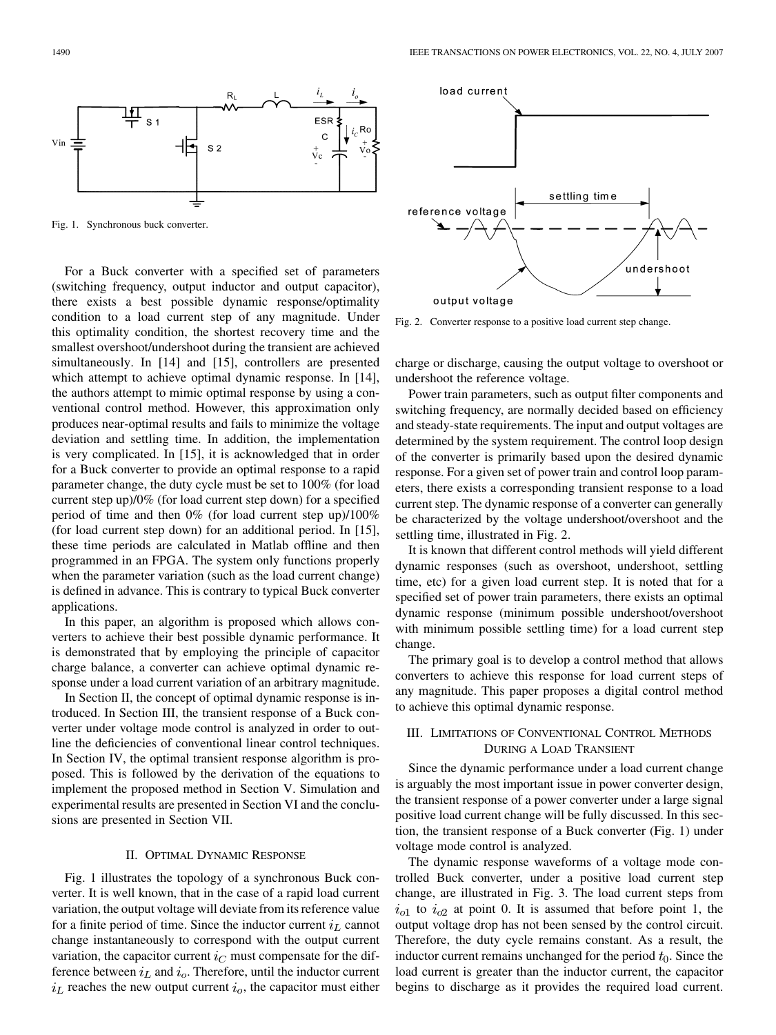Fig. 1. Synchronous buck converter.

For a Buck converter with a specified set of parameters (switching frequency, output inductor and output capacitor), there exists a best possible dynamic response/optimality condition to a load current step of any magnitude. Under this optimality condition, the shortest recovery time and the smallest overshoot/undershoot during the transient are achieved simultaneously. In [14] and [15], controllers are presented which attempt to achieve optimal dynamic response. In [14], the authors attempt to mimic optimal response by using a conventional control method. However, this approximation only produces near-optimal results and fails to minimize the voltage deviation and settling time. In addition, the implementation is very complicated. In [15], it is acknowledged that in order for a Buck converter to provide an optimal response to a rapid parameter change, the duty cycle must be set to 100% (for load current step up)/0% (for load current step down) for a specified period of time and then 0% (for load current step up)/100% (for load current step down) for an additional period. In [15], these time periods are calculated in Matlab offline and then programmed in an FPGA. The system only functions properly when the parameter variation (such as the load current change) is defined in advance. This is contrary to typical Buck converter applications.

In this paper, an algorithm is proposed which allows converters to achieve their best possible dynamic performance. It is demonstrated that by employing the principle of capacitor charge balance, a converter can achieve optimal dynamic response under a load current variation of an arbitrary magnitude.

In Section II, the concept of optimal dynamic response is introduced. In Section III, the transient response of a Buck converter under voltage mode control is analyzed in order to outline the deficiencies of conventional linear control techniques. In Section IV, the optimal transient response algorithm is proposed. This is followed by the derivation of the equations to implement the proposed method in Section V. Simulation and experimental results are presented in Section VI and the conclusions are presented in Section VII.

## II. Optimal Dynamic Response

Fig. 1 illustrates the topology of a synchronous Buck converter. It is well known, that in the case of a rapid load current variation, the output voltage will deviate from its reference value for a finite period of time. Since the inductor current $i_L$ cannot change instantaneously to correspond with the output current variation, the capacitor current $i_C$ must compensate for the difference between $i_L$ and $i_o$. Therefore, until the inductor current $i_L$ reaches the new output current $i_o$, the capacitor must either charge or discharge, causing the output voltage to overshoot or undershoot the reference voltage.

Fig. 2. Converter response to a positive load current step change.

Power train parameters, such as output filter components and switching frequency, are normally decided based on efficiency and steady-state requirements. The input and output voltages are determined by the system requirement. The control loop design of the converter is primarily based upon the desired dynamic response. For a given set of power train and control loop parameters, there exists a corresponding transient response to a load current step. The dynamic response of a converter can generally be characterized by the voltage undershoot/overshoot and the settling time, illustrated in Fig. 2.

It is known that different control methods will yield different dynamic responses (such as overshoot, undershoot, settling time, etc) for a given load current step. It is noted that for a specified set of power train parameters, there exists an optimal dynamic response (minimum possible undershoot/overshoot with minimum possible settling time) for a load current step change.

The primary goal is to develop a control method that allows converters to achieve this response for load current steps of any magnitude. This paper proposes a digital control method to achieve this optimal dynamic response.

## III. Limitations of Conventional Control Methods During a Load Transient

Since the dynamic performance under a load current change is arguably the most important issue in power converter design, the transient response of a power converter under a large signal positive load current change will be fully discussed. In this section, the transient response of a Buck converter (Fig. 1) under voltage mode control is analyzed.

The dynamic response waveforms of a voltage mode controlled Buck converter, under a positive load current step change, are illustrated in Fig. 3. The load current steps from $i_{o1}$ to $i_{o2}$ at point 0. It is assumed that before point 1, the output voltage drop has not been sensed by the control circuit. Therefore, the duty cycle remains constant. As a result, the inductor current remains unchanged for the period $t_0$. Since the load current is greater than the inductor current, the capacitor begins to discharge as it provides the required load current.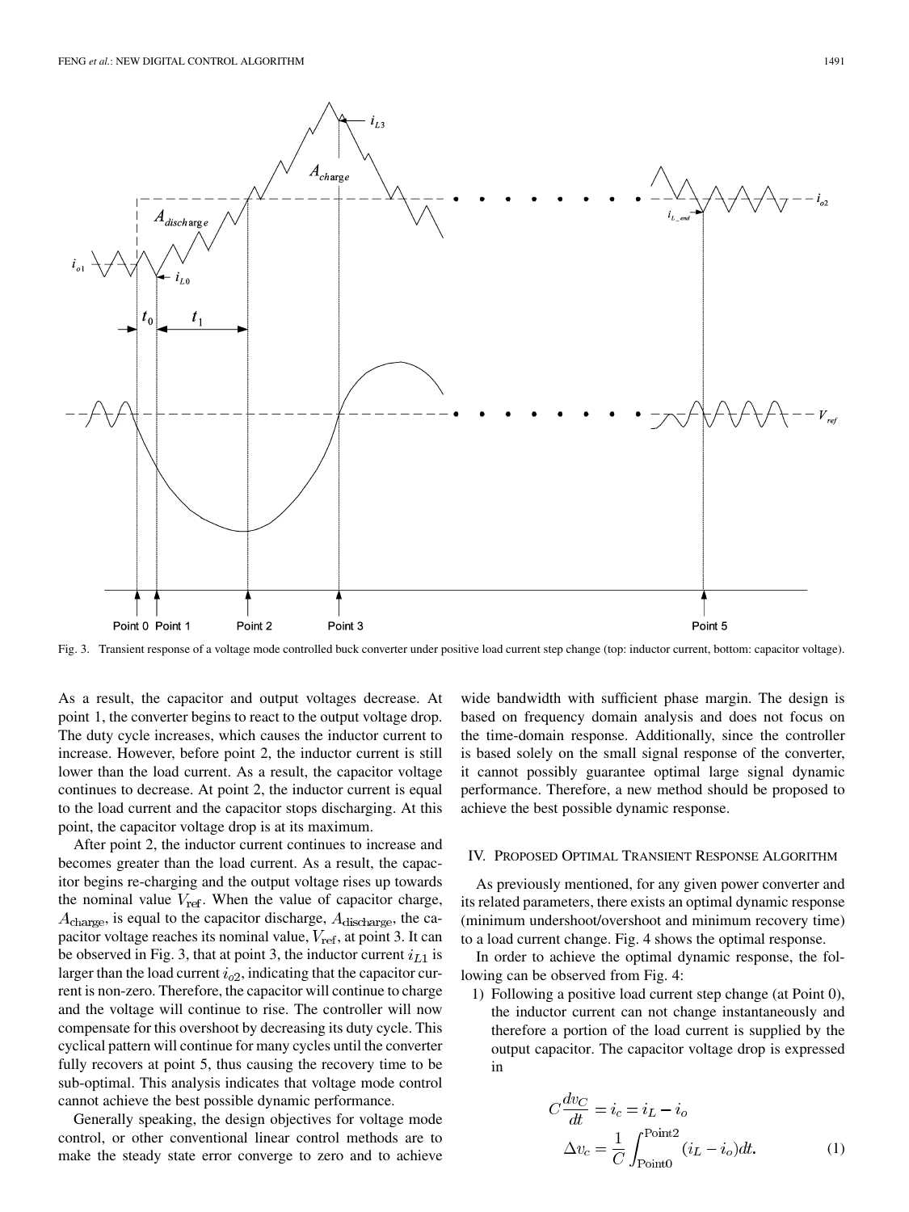Fig. 3. Transient response of a voltage mode controlled buck converter under positive load current step change (top: inductor current, bottom: capacitor voltage).

As a result, the capacitor and output voltages decrease. At point 1, the converter begins to react to the output voltage drop. The duty cycle increases, which causes the inductor current to increase. However, before point 2, the inductor current is still lower than the load current. As a result, the capacitor voltage continues to decrease. At point 2, the inductor current is equal to the load current and the capacitor stops discharging. At this point, the capacitor voltage drop is at its maximum.

After point 2, the inductor current continues to increase and becomes greater than the load current. As a result, the capacitor begins re-charging and the output voltage rises up towards the nominal value $V_{\rm ref}$. When the value of capacitor charge, $A_{\rm charge}$, is equal to the capacitor discharge, $A_{\rm discharge}$, the capacitor voltage reaches its nominal value, $V_{\rm ref}$, at point 3. It can be observed in Fig. 3, that at point 3, the inductor current $i_{L1}$ is larger than the load current $i_{o2}$, indicating that the capacitor current is non-zero. Therefore, the capacitor will continue to charge and the voltage will continue to rise. The controller will now compensate for this overshoot by decreasing its duty cycle. This cyclical pattern will continue for many cycles until the converter fully recovers at point 5, thus causing the recovery time to be sub-optimal. This analysis indicates that voltage mode control cannot achieve the best possible dynamic performance.

Generally speaking, the design objectives for voltage mode control, or other conventional linear control methods are to make the steady state error converge to zero and to achieve wide bandwidth with sufficient phase margin. The design is based on frequency domain analysis and does not focus on the time-domain response. Additionally, since the controller is based solely on the small signal response of the converter, it cannot possibly guarantee optimal large signal dynamic performance. Therefore, a new method should be proposed to achieve the best possible dynamic response.

## IV. Proposed Optimal Transient Response Algorithm

As previously mentioned, for any given power converter and its related parameters, there exists an optimal dynamic response (minimum undershoot/overshoot and minimum recovery time) to a load current change. Fig. 4 shows the optimal response.

In order to achieve the optimal dynamic response, the following can be observed from Fig. 4:

1) Following a positive load current step change (at Point 0), the inductor current can not change instantaneously and therefore a portion of the load current is supplied by the output capacitor. The capacitor voltage drop is expressed in

$$C\frac{dv_C}{dt} = i_c = i_L - i_o$$
$$\Delta v_c = \frac{1}{C}\int_{\rm Point0}^{\rm Point2}(i_L - i_o)dt. \tag{1}$$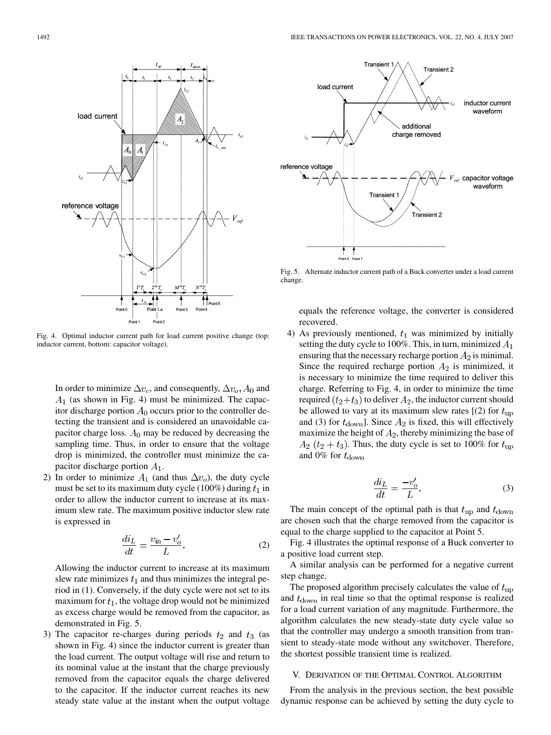Fig. 4. Optimal inductor current path for load current positive change (top: inductor current, bottom: capacitor voltage).

In order to minimize $\Delta v_c$, and consequently, $\Delta v_o$, $A_0$ and $A_1$ (as shown in Fig. 4) must be minimized. The capacitor discharge portion $A_0$ occurs prior to the controller detecting the transient and is considered an unavoidable capacitor charge loss. $A_0$ may be reduced by decreasing the sampling time. Thus, in order to ensure that the voltage drop is minimized, the controller must minimize the capacitor discharge portion $A_1$.

2) In order to minimize $A_1$ (and thus $\Delta v_o$), the duty cycle must be set to its maximum duty cycle (100%) during $t_1$ in order to allow the inductor current to increase at its maximum slew rate. The maximum positive inductor slew rate is expressed in

$$\frac{di_L}{dt} = \frac{v_{\text{in}} - v_o'}{L}. \tag{2}$$

Allowing the inductor current to increase at its maximum slew rate minimizes $t_1$ and thus minimizes the integral period in (1). Conversely, if the duty cycle were not set to its maximum for $t_1$, the voltage drop would not be minimized as excess charge would be removed from the capacitor, as demonstrated in Fig. 5.

3) The capacitor re-charges during periods $t_2$ and $t_3$ (as shown in Fig. 4) since the inductor current is greater than the load current. The output voltage will rise and return to its nominal value at the instant that the charge previously removed from the capacitor equals the charge delivered to the capacitor. If the inductor current reaches its new steady state value at the instant when the output voltage equals the reference voltage, the converter is considered recovered.

4) As previously mentioned, $t_1$ was minimized by initially setting the duty cycle to 100%. This, in turn, minimized $A_1$ ensuring that the necessary recharge portion $A_2$ is minimal. Since the required recharge portion $A_2$ is minimized, it is necessary to minimize the time required to deliver this charge. Referring to Fig. 4, in order to minimize the time required $(t_2+t_3)$ to deliver $A_2$, the inductor current should be allowed to vary at its maximum slew rates [(2) for $t_{\text{up}}$ and (3) for $t_{\text{down}}$]. Since $A_2$ is fixed, this will effectively maximize the height of $A_2$, thereby minimizing the base of $A_2$ $(t_2 + t_3)$. Thus, the duty cycle is set to 100% for $t_{\text{up}}$ and 0% for $t_{\text{down}}$

$$\frac{di_L}{dt} = \frac{-v_o'}{L}. \tag{3}$$

Fig. 5. Alternate inductor current path of a Buck converter under a load current change.

The main concept of the optimal path is that $t_{\text{up}}$ and $t_{\text{down}}$ are chosen such that the charge removed from the capacitor is equal to the charge supplied to the capacitor at Point 5.

Fig. 4 illustrates the optimal response of a Buck converter to a positive load current step.

A similar analysis can be performed for a negative current step change.

The proposed algorithm precisely calculates the value of $t_{\text{up}}$ and $t_{\text{down}}$ in real time so that the optimal response is realized for a load current variation of any magnitude. Furthermore, the algorithm calculates the new steady-state duty cycle value so that the controller may undergo a smooth transition from transient to steady-state mode without any switchover. Therefore, the shortest possible transient time is realized.

## V. Derivation of the Optimal Control Algorithm

From the analysis in the previous section, the best possible dynamic response can be achieved by setting the duty cycle to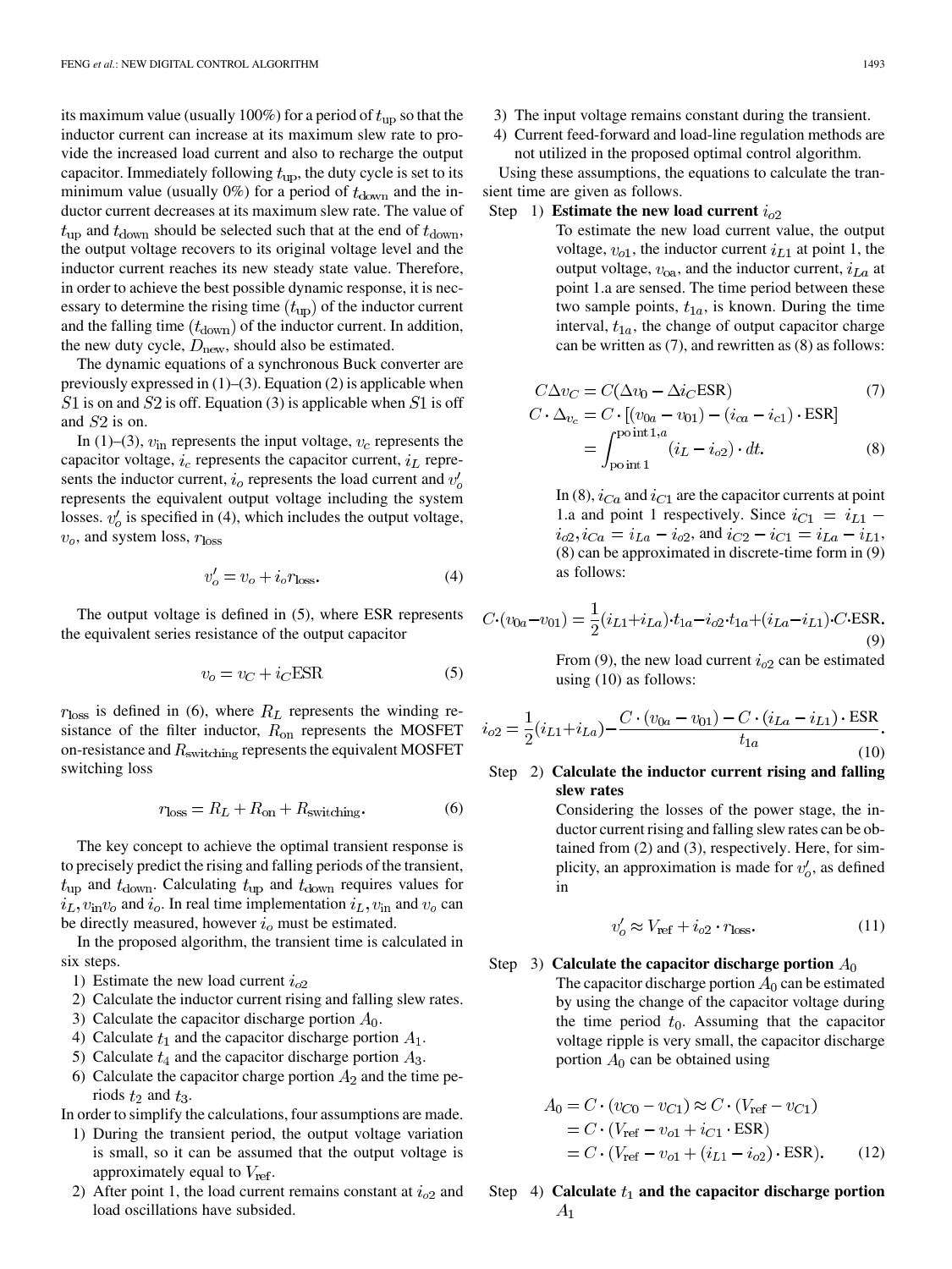its maximum value (usually 100%) for a period of $t_{\rm up}$ so that the inductor current can increase at its maximum slew rate to provide the increased load current and also to recharge the output capacitor. Immediately following $t_{\rm up}$, the duty cycle is set to its minimum value (usually 0%) for a period of $t_{\rm down}$ and the inductor current decreases at its maximum slew rate. The value of $t_{\rm up}$ and $t_{\rm down}$ should be selected such that at the end of $t_{\rm down}$, the output voltage recovers to its original voltage level and the inductor current reaches its new steady state value. Therefore, in order to achieve the best possible dynamic response, it is necessary to determine the rising time ($t_{\rm up}$) of the inductor current and the falling time ($t_{\rm down}$) of the inductor current. In addition, the new duty cycle, $D_{\rm new}$, should also be estimated.

The dynamic equations of a synchronous Buck converter are previously expressed in (1)–(3). Equation (2) is applicable when $S1$ is on and $S2$ is off. Equation (3) is applicable when $S1$ is off and $S2$ is on.

In (1)–(3), $v_{\rm in}$ represents the input voltage, $v_c$ represents the capacitor voltage, $i_c$ represents the capacitor current, $i_L$ represents the inductor current, $i_o$ represents the load current and $v_o'$ represents the equivalent output voltage including the system losses. $v_o'$ is specified in (4), which includes the output voltage, $v_o$, and system loss, $r_{\rm loss}$

$$v_o' = v_o + i_o r_{\rm loss}. \tag{4}$$

The output voltage is defined in (5), where ESR represents the equivalent series resistance of the output capacitor

$$v_o = v_C + i_C {\rm ESR} \tag{5}$$

$r_{\rm loss}$ is defined in (6), where $R_L$ represents the winding resistance of the filter inductor, $R_{\rm on}$ represents the MOSFET on-resistance and $R_{\rm switching}$ represents the equivalent MOSFET switching loss

$$r_{\rm loss} = R_L + R_{\rm on} + R_{\rm switching}. \tag{6}$$

The key concept to achieve the optimal transient response is to precisely predict the rising and falling periods of the transient, $t_{\rm up}$ and $t_{\rm down}$. Calculating $t_{\rm up}$ and $t_{\rm down}$ requires values for $i_L, v_{\rm in} v_o$ and $i_o$. In real time implementation $i_L, v_{\rm in}$ and $v_o$ can be directly measured, however $i_o$ must be estimated.

In the proposed algorithm, the transient time is calculated in six steps.

1) Estimate the new load current $i_{o2}$
2) Calculate the inductor current rising and falling slew rates.
3) Calculate the capacitor discharge portion $A_0$.
4) Calculate $t_1$ and the capacitor discharge portion $A_1$.
5) Calculate $t_4$ and the capacitor discharge portion $A_3$.
6) Calculate the capacitor charge portion $A_2$ and the time periods $t_2$ and $t_3$.

In order to simplify the calculations, four assumptions are made.

1) During the transient period, the output voltage variation is small, so it can be assumed that the output voltage is approximately equal to $V_{\rm ref}$.
2) After point 1, the load current remains constant at $i_{o2}$ and load oscillations have subsided.
3) The input voltage remains constant during the transient.
4) Current feed-forward and load-line regulation methods are not utilized in the proposed optimal control algorithm.

Using these assumptions, the equations to calculate the transient time are given as follows.

Step 1) **Estimate the new load current $i_{o2}$**

To estimate the new load current value, the output voltage, $v_{o1}$, the inductor current $i_{L1}$ at point 1, the output voltage, $v_{\rm oa}$, and the inductor current, $i_{La}$ at point 1.a are sensed. The time period between these two sample points, $t_{1a}$, is known. During the time interval, $t_{1a}$, the change of output capacitor charge can be written as (7), and rewritten as (8) as follows:

$$C\Delta v_C = C(\Delta v_0 - \Delta i_C {\rm ESR}) \tag{7}$$

$$\begin{aligned} C \cdot \Delta_{v_c} &= C \cdot [(v_{0a} - v_{01}) - (i_{ca} - i_{c1}) \cdot {\rm ESR}] \\ &= \int_{\rm point\,1}^{\rm point\,1,a} (i_L - i_{o2}) \cdot dt. \end{aligned} \tag{8}$$

In (8), $i_{Ca}$ and $i_{C1}$ are the capacitor currents at point 1.a and point 1 respectively. Since $i_{C1} = i_{L1} - i_{o2}, i_{Ca} = i_{La} - i_{o2}$, and $i_{C2} - i_{C1} = i_{La} - i_{L1}$, (8) can be approximated in discrete-time form in (9) as follows:

$$C \cdot (v_{0a} - v_{01}) = \frac{1}{2}(i_{L1} + i_{La}) \cdot t_{1a} - i_{o2} \cdot t_{1a} + (i_{La} - i_{L1}) \cdot C \cdot {\rm ESR}. \tag{9}$$

From (9), the new load current $i_{o2}$ can be estimated using (10) as follows:

$$i_{o2} = \frac{1}{2}(i_{L1} + i_{La}) - \frac{C \cdot (v_{0a} - v_{01}) - C \cdot (i_{La} - i_{L1}) \cdot {\rm ESR}}{t_{1a}}. \tag{10}$$

Step 2) **Calculate the inductor current rising and falling slew rates**

Considering the losses of the power stage, the inductor current rising and falling slew rates can be obtained from (2) and (3), respectively. Here, for simplicity, an approximation is made for $v_o'$, as defined in

$$v_o' \approx V_{\rm ref} + i_{o2} \cdot r_{\rm loss}. \tag{11}$$

Step 3) **Calculate the capacitor discharge portion $A_0$**

The capacitor discharge portion $A_0$ can be estimated by using the change of the capacitor voltage during the time period $t_0$. Assuming that the capacitor voltage ripple is very small, the capacitor discharge portion $A_0$ can be obtained using

$$\begin{aligned} A_0 &= C \cdot (v_{C0} - v_{C1}) \approx C \cdot (V_{\rm ref} - v_{C1}) \\ &= C \cdot (V_{\rm ref} - v_{o1} + i_{C1} \cdot {\rm ESR}) \\ &= C \cdot (V_{\rm ref} - v_{o1} + (i_{L1} - i_{o2}) \cdot {\rm ESR}). \end{aligned} \tag{12}$$

Step 4) **Calculate $t_1$ and the capacitor discharge portion $A_1$**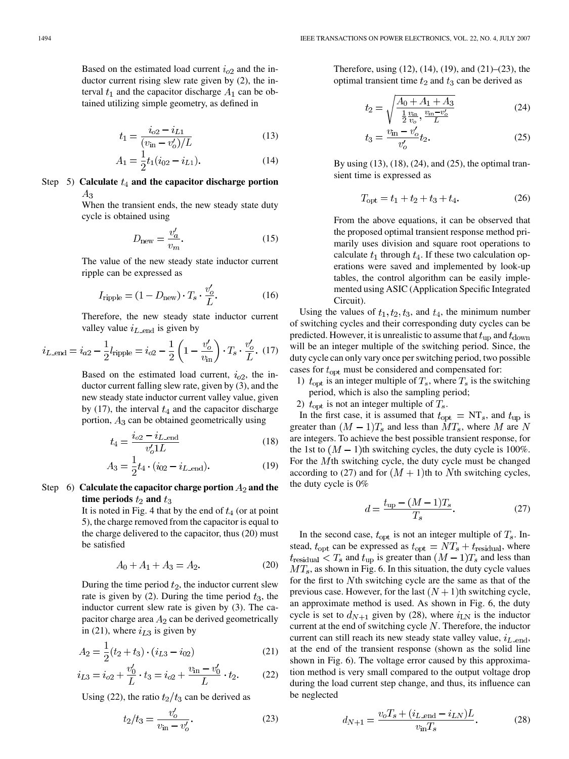Based on the estimated load current $i_{o2}$ and the inductor current rising slew rate given by (2), the interval $t_1$ and the capacitor discharge $A_1$ can be obtained utilizing simple geometry, as defined in

$$t_1 = \frac{i_{o2} - i_{L1}}{(v_{\text{in}} - v_o')/L} \tag{13}$$

$$A_1 = \frac{1}{2}t_1(i_{02} - i_{L1}). \tag{14}$$

Step 5) **Calculate $t_4$ and the capacitor discharge portion $A_3$**

When the transient ends, the new steady state duty cycle is obtained using

$$D_{\text{new}} = \frac{v_a'}{v_m}. \tag{15}$$

The value of the new steady state inductor current ripple can be expressed as

$$I_{\text{ripple}} = (1 - D_{\text{new}}) \cdot T_s \cdot \frac{v_o'}{L}. \tag{16}$$

Therefore, the new steady state inductor current valley value $i_{L\_\text{end}}$ is given by

$$i_{L\_\text{end}} = i_{o2} - \frac{1}{2}l_{\text{ripple}} = i_{o2} - \frac{1}{2}\left(1 - \frac{v_o'}{v_{\text{in}}}\right) \cdot T_s \cdot \frac{v_o'}{L}. \tag{17}$$

Based on the estimated load current, $i_{o2}$, the inductor current falling slew rate, given by (3), and the new steady state inductor current valley value, given by (17), the interval $t_4$ and the capacitor discharge portion, $A_3$ can be obtained geometrically using

$$t_4 = \frac{i_{o2} - i_{L\_\text{end}}}{v_o'1L} \tag{18}$$

$$A_3 = \frac{1}{2}t_4 \cdot (i_{02} - i_{L\_\text{end}}). \tag{19}$$

Step 6) **Calculate the capacitor charge portion $A_2$ and the time periods $t_2$ and $t_3$**

It is noted in Fig. 4 that by the end of $t_4$ (or at point 5), the charge removed from the capacitor is equal to the charge delivered to the capacitor, thus (20) must be satisfied

$$A_0 + A_1 + A_3 = A_2. \tag{20}$$

During the time period $t_2$, the inductor current slew rate is given by (2). During the time period $t_3$, the inductor current slew rate is given by (3). The capacitor charge area $A_2$ can be derived geometrically in (21), where $i_{L3}$ is given by

$$A_2 = \frac{1}{2}(t_2 + t_3) \cdot (i_{L3} - i_{02}) \tag{21}$$

$$i_{L3} = i_{o2} + \frac{v_0'}{L} \cdot t_3 = i_{o2} + \frac{v_{\text{in}} - v_0'}{L} \cdot t_2. \tag{22}$$

Using (22), the ratio $t_2/t_3$ can be derived as

$$t_2/t_3 = \frac{v_o'}{v_{\text{in}} - v_o'}. \tag{23}$$

Therefore, using (12), (14), (19), and (21)–(23), the optimal transient time $t_2$ and $t_3$ can be derived as

$$t_2 = \sqrt{\frac{A_0 + A_1 + A_3}{\frac{1}{2}\frac{v_{\text{in}}}{v_o}, \frac{v_{\text{in}} - v_o'}{L}}} \tag{24}$$

$$t_3 = \frac{v_{\text{in}} - v_o'}{v_o'}t_2. \tag{25}$$

By using (13), (18), (24), and (25), the optimal transient time is expressed as

$$T_{\text{opt}} = t_1 + t_2 + t_3 + t_4. \tag{26}$$

From the above equations, it can be observed that the proposed optimal transient response method primarily uses division and square root operations to calculate $t_1$ through $t_4$. If these two calculation operations were saved and implemented by look-up tables, the control algorithm can be easily implemented using ASIC (Application Specific Integrated Circuit).

Using the values of $t_1, t_2, t_3$, and $t_4$, the minimum number of switching cycles and their corresponding duty cycles can be predicted. However, it is unrealistic to assume that $t_{\text{up}}$ and $t_{\text{down}}$ will be an integer multiple of the switching period. Since, the duty cycle can only vary once per switching period, two possible cases for $t_{\text{opt}}$ must be considered and compensated for:

1) $t_{\text{opt}}$ is an integer multiple of $T_s$, where $T_s$ is the switching period, which is also the sampling period;
2) $t_{\text{opt}}$ is not an integer multiple of $T_s$.

In the first case, it is assumed that $t_{\text{opt}} = \text{NT}_s$, and $t_{\text{up}}$ is greater than $(M-1)T_s$ and less than $MT_s$, where $M$ are $N$ are integers. To achieve the best possible transient response, for the 1st to $(M-1)$th switching cycles, the duty cycle is 100%. For the $M$th switching cycle, the duty cycle must be changed according to (27) and for $(M+1)$th to $N$th switching cycles, the duty cycle is 0%

$$d = \frac{t_{\text{up}} - (M-1)T_s}{T_s}. \tag{27}$$

In the second case, $t_{\text{opt}}$ is not an integer multiple of $T_s$. Instead, $t_{\text{opt}}$ can be expressed as $t_{\text{opt}} = NT_s + t_{\text{residual}}$, where $t_{\text{residual}} < T_s$ and $t_{\text{up}}$ is greater than $(M-1)T_s$ and less than $MT_s$, as shown in Fig. 6. In this situation, the duty cycle values for the first to $N$th switching cycle are the same as that of the previous case. However, for the last $(N+1)$th switching cycle, an approximate method is used. As shown in Fig. 6, the duty cycle is set to $d_{N+1}$ given by (28), where $i_{\text{LN}}$ is the inductor current at the end of switching cycle $N$. Therefore, the inductor current can still reach its new steady state valley value, $i_{L\_\text{end}}$, at the end of the transient response (shown as the solid line shown in Fig. 6). The voltage error caused by this approximation method is very small compared to the output voltage drop during the load current step change, and thus, its influence can be neglected

$$d_{N+1} = \frac{v_o T_s + (i_{L\_\text{end}} - i_{LN})L}{v_{\text{in}} T_s}. \tag{28}$$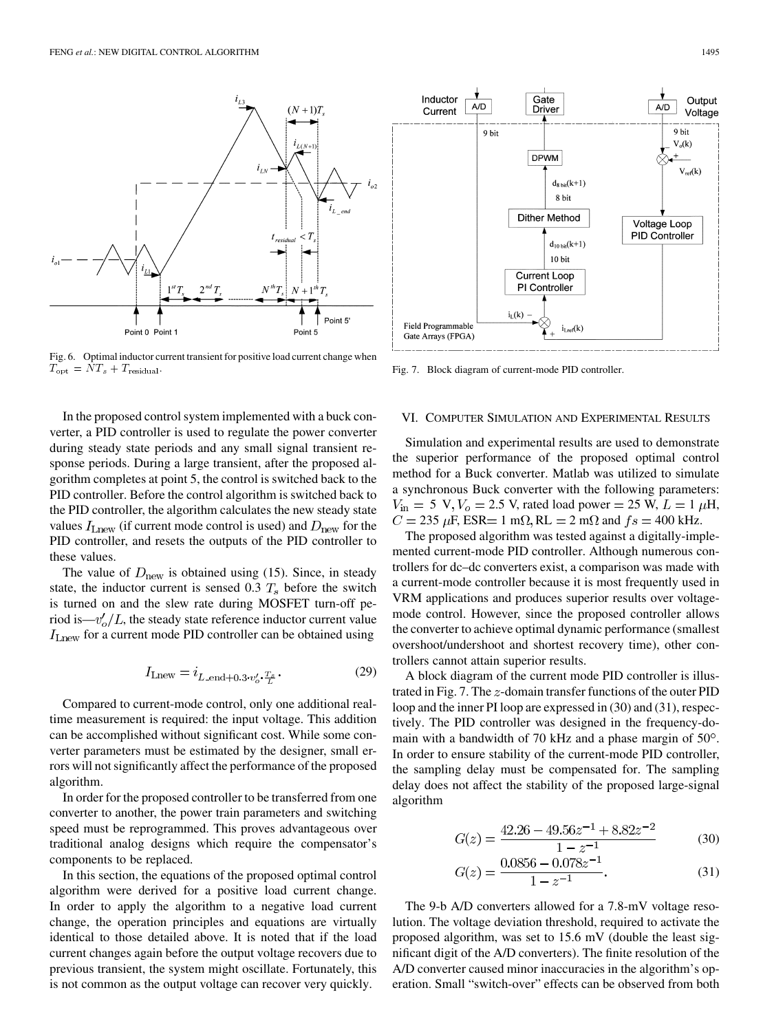Fig. 6. Optimal inductor current transient for positive load current change when $T_{\rm opt} = NT_s + T_{\rm residual}$.

Fig. 7. Block diagram of current-mode PID controller.

In the proposed control system implemented with a buck converter, a PID controller is used to regulate the power converter during steady state periods and any small signal transient response periods. During a large transient, after the proposed algorithm completes at point 5, the control is switched back to the PID controller. Before the control algorithm is switched back to the PID controller, the algorithm calculates the new steady state values $I_{\rm Lnew}$ (if current mode control is used) and $D_{\rm new}$ for the PID controller, and resets the outputs of the PID controller to these values.

The value of $D_{\rm new}$ is obtained using (15). Since, in steady state, the inductor current is sensed 0.3 $T_s$ before the switch is turned on and the slew rate during MOSFET turn-off period is—$v_o'/L$, the steady state reference inductor current value $I_{\rm Lnew}$ for a current mode PID controller can be obtained using

$$I_{\rm Lnew} = i_{L\_{\rm end}+0.3 \cdot v_o' \cdot \frac{T_s}{L}}. \tag{29}$$

Compared to current-mode control, only one additional real-time measurement is required: the input voltage. This addition can be accomplished without significant cost. While some converter parameters must be estimated by the designer, small errors will not significantly affect the performance of the proposed algorithm.

In order for the proposed controller to be transferred from one converter to another, the power train parameters and switching speed must be reprogrammed. This proves advantageous over traditional analog designs which require the compensator's components to be replaced.

In this section, the equations of the proposed optimal control algorithm were derived for a positive load current change. In order to apply the algorithm to a negative load current change, the operation principles and equations are virtually identical to those detailed above. It is noted that if the load current changes again before the output voltage recovers due to previous transient, the system might oscillate. Fortunately, this is not common as the output voltage can recover very quickly.

## VI. Computer Simulation and Experimental Results

Simulation and experimental results are used to demonstrate the superior performance of the proposed optimal control method for a Buck converter. Matlab was utilized to simulate a synchronous Buck converter with the following parameters: $V_{\rm in} = 5$ V, $V_o = 2.5$ V, rated load power $= 25$ W, $L = 1$ $\mu$H, $C = 235$ $\mu$F, ESR$= 1$ m$\Omega$, RL $= 2$ m$\Omega$ and $fs = 400$ kHz.

The proposed algorithm was tested against a digitally-implemented current-mode PID controller. Although numerous controllers for dc–dc converters exist, a comparison was made with a current-mode controller because it is most frequently used in VRM applications and produces superior results over voltage-mode control. However, since the proposed controller allows the converter to achieve optimal dynamic performance (smallest overshoot/undershoot and shortest recovery time), other controllers cannot attain superior results.

A block diagram of the current mode PID controller is illustrated in Fig. 7. The $z$-domain transfer functions of the outer PID loop and the inner PI loop are expressed in (30) and (31), respectively. The PID controller was designed in the frequency-domain with a bandwidth of 70 kHz and a phase margin of 50°. In order to ensure stability of the current-mode PID controller, the sampling delay must be compensated for. The sampling delay does not affect the stability of the proposed large-signal algorithm

$$G(z) = \frac{42.26 - 49.56z^{-1} + 8.82z^{-2}}{1 - z^{-1}} \tag{30}$$

$$G(z) = \frac{0.0856 - 0.078z^{-1}}{1 - z^{-1}}. \tag{31}$$

The 9-b A/D converters allowed for a 7.8-mV voltage resolution. The voltage deviation threshold, required to activate the proposed algorithm, was set to 15.6 mV (double the least significant digit of the A/D converters). The finite resolution of the A/D converter caused minor inaccuracies in the algorithm's operation. Small "switch-over" effects can be observed from both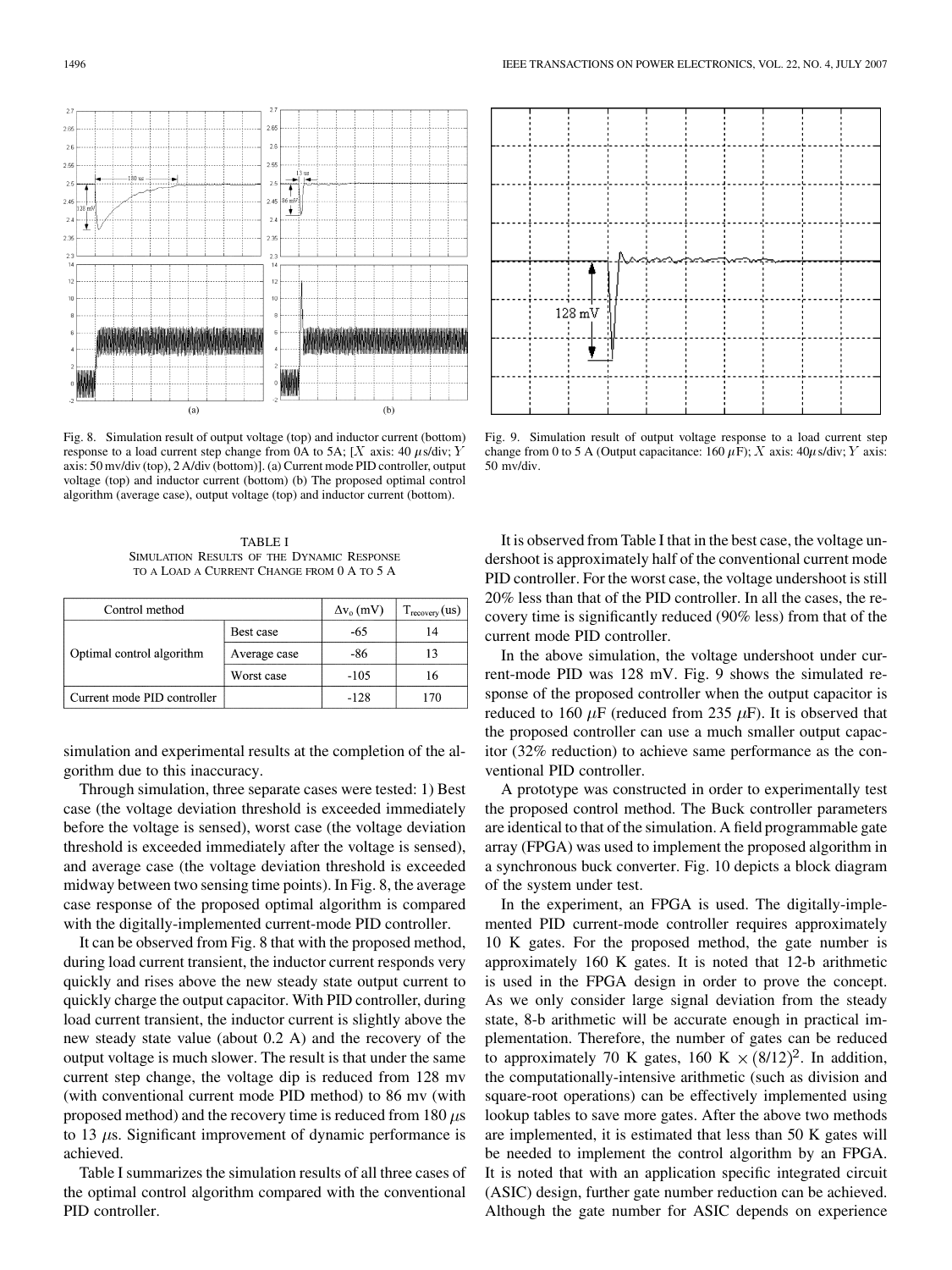Fig. 8. Simulation result of output voltage (top) and inductor current (bottom) response to a load current step change from 0A to 5A; [$X$ axis: 40 $\mu$s/div; $Y$ axis: 50 mv/div (top), 2 A/div (bottom)]. (a) Current mode PID controller, output voltage (top) and inductor current (bottom) (b) The proposed optimal control algorithm (average case), output voltage (top) and inductor current (bottom).

Fig. 9. Simulation result of output voltage response to a load current step change from 0 to 5 A (Output capacitance: 160 $\mu$F); $X$ axis: 40$\mu$s/div; $Y$ axis: 50 mv/div.

TABLE I
SIMULATION RESULTS OF THE DYNAMIC RESPONSE TO A LOAD A CURRENT CHANGE FROM 0 A TO 5 A

| Control method | | $\Delta v_o$ (mV) | $T_{recovery}$ (us) |
|---|---|---|---|
| Optimal control algorithm | Best case | -65 | 14 |
| | Average case | -86 | 13 |
| | Worst case | -105 | 16 |
| Current mode PID controller | | -128 | 170 |

simulation and experimental results at the completion of the algorithm due to this inaccuracy.

Through simulation, three separate cases were tested: 1) Best case (the voltage deviation threshold is exceeded immediately before the voltage is sensed), worst case (the voltage deviation threshold is exceeded immediately after the voltage is sensed), and average case (the voltage deviation threshold is exceeded midway between two sensing time points). In Fig. 8, the average case response of the proposed optimal algorithm is compared with the digitally-implemented current-mode PID controller.

It can be observed from Fig. 8 that with the proposed method, during load current transient, the inductor current responds very quickly and rises above the new steady state output current to quickly charge the output capacitor. With PID controller, during load current transient, the inductor current is slightly above the new steady state value (about 0.2 A) and the recovery of the output voltage is much slower. The result is that under the same current step change, the voltage dip is reduced from 128 mv (with conventional current mode PID method) to 86 mv (with proposed method) and the recovery time is reduced from 180 $\mu$s to 13 $\mu$s. Significant improvement of dynamic performance is achieved.

Table I summarizes the simulation results of all three cases of the optimal control algorithm compared with the conventional PID controller.

It is observed from Table I that in the best case, the voltage undershoot is approximately half of the conventional current mode PID controller. For the worst case, the voltage undershoot is still 20% less than that of the PID controller. In all the cases, the recovery time is significantly reduced (90% less) from that of the current mode PID controller.

In the above simulation, the voltage undershoot under current-mode PID was 128 mV. Fig. 9 shows the simulated response of the proposed controller when the output capacitor is reduced to 160 $\mu$F (reduced from 235 $\mu$F). It is observed that the proposed controller can use a much smaller output capacitor (32% reduction) to achieve same performance as the conventional PID controller.

A prototype was constructed in order to experimentally test the proposed control method. The Buck controller parameters are identical to that of the simulation. A field programmable gate array (FPGA) was used to implement the proposed algorithm in a synchronous buck converter. Fig. 10 depicts a block diagram of the system under test.

In the experiment, an FPGA is used. The digitally-implemented PID current-mode controller requires approximately 10 K gates. For the proposed method, the gate number is approximately 160 K gates. It is noted that 12-b arithmetic is used in the FPGA design in order to prove the concept. As we only consider large signal deviation from the steady state, 8-b arithmetic will be accurate enough in practical implementation. Therefore, the number of gates can be reduced to approximately 70 K gates, 160 K $\times (8/12)^2$. In addition, the computationally-intensive arithmetic (such as division and square-root operations) can be effectively implemented using lookup tables to save more gates. After the above two methods are implemented, it is estimated that less than 50 K gates will be needed to implement the control algorithm by an FPGA. It is noted that with an application specific integrated circuit (ASIC) design, further gate number reduction can be achieved. Although the gate number for ASIC depends on experience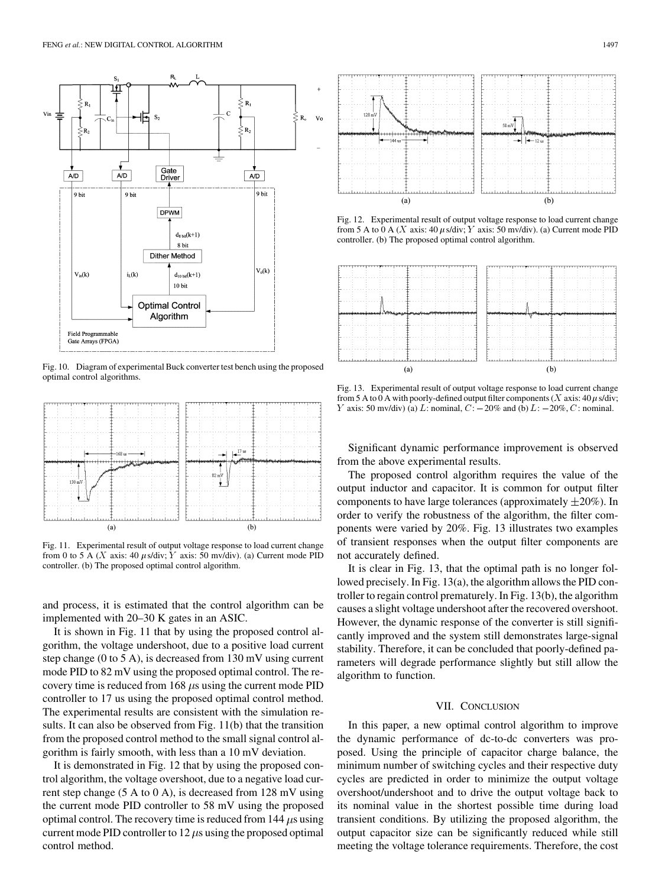Fig. 10. Diagram of experimental Buck converter test bench using the proposed optimal control algorithms.

Fig. 11. Experimental result of output voltage response to load current change from 0 to 5 A ($X$ axis: 40 $\mu$s/div; $Y$ axis: 50 mv/div). (a) Current mode PID controller. (b) The proposed optimal control algorithm.

and process, it is estimated that the control algorithm can be implemented with 20–30 K gates in an ASIC.

It is shown in Fig. 11 that by using the proposed control algorithm, the voltage undershoot, due to a positive load current step change (0 to 5 A), is decreased from 130 mV using current mode PID to 82 mV using the proposed optimal control. The recovery time is reduced from 168 $\mu$s using the current mode PID controller to 17 us using the proposed optimal control method. The experimental results are consistent with the simulation results. It can also be observed from Fig. 11(b) that the transition from the proposed control method to the small signal control algorithm is fairly smooth, with less than a 10 mV deviation.

It is demonstrated in Fig. 12 that by using the proposed control algorithm, the voltage overshoot, due to a negative load current step change (5 A to 0 A), is decreased from 128 mV using the current mode PID controller to 58 mV using the proposed optimal control. The recovery time is reduced from 144 $\mu$s using current mode PID controller to 12 $\mu$s using the proposed optimal control method.

Fig. 12. Experimental result of output voltage response to load current change from 5 A to 0 A ($X$ axis: 40 $\mu$s/div; $Y$ axis: 50 mv/div). (a) Current mode PID controller. (b) The proposed optimal control algorithm.

Fig. 13. Experimental result of output voltage response to load current change from 5 A to 0 A with poorly-defined output filter components ($X$ axis: 40 $\mu$s/div; $Y$ axis: 50 mv/div) (a) $L$: nominal, $C$: $-20\%$ and (b) $L$: $-20\%$, $C$: nominal.

Significant dynamic performance improvement is observed from the above experimental results.

The proposed control algorithm requires the value of the output inductor and capacitor. It is common for output filter components to have large tolerances (approximately $\pm 20\%$). In order to verify the robustness of the algorithm, the filter components were varied by 20%. Fig. 13 illustrates two examples of transient responses when the output filter components are not accurately defined.

It is clear in Fig. 13, that the optimal path is no longer followed precisely. In Fig. 13(a), the algorithm allows the PID controller to regain control prematurely. In Fig. 13(b), the algorithm causes a slight voltage undershoot after the recovered overshoot. However, the dynamic response of the converter is still significantly improved and the system still demonstrates large-signal stability. Therefore, it can be concluded that poorly-defined parameters will degrade performance slightly but still allow the algorithm to function.

## VII. Conclusion

In this paper, a new optimal control algorithm to improve the dynamic performance of dc-to-dc converters was proposed. Using the principle of capacitor charge balance, the minimum number of switching cycles and their respective duty cycles are predicted in order to minimize the output voltage overshoot/undershoot and to drive the output voltage back to its nominal value in the shortest possible time during load transient conditions. By utilizing the proposed algorithm, the output capacitor size can be significantly reduced while still meeting the voltage tolerance requirements. Therefore, the cost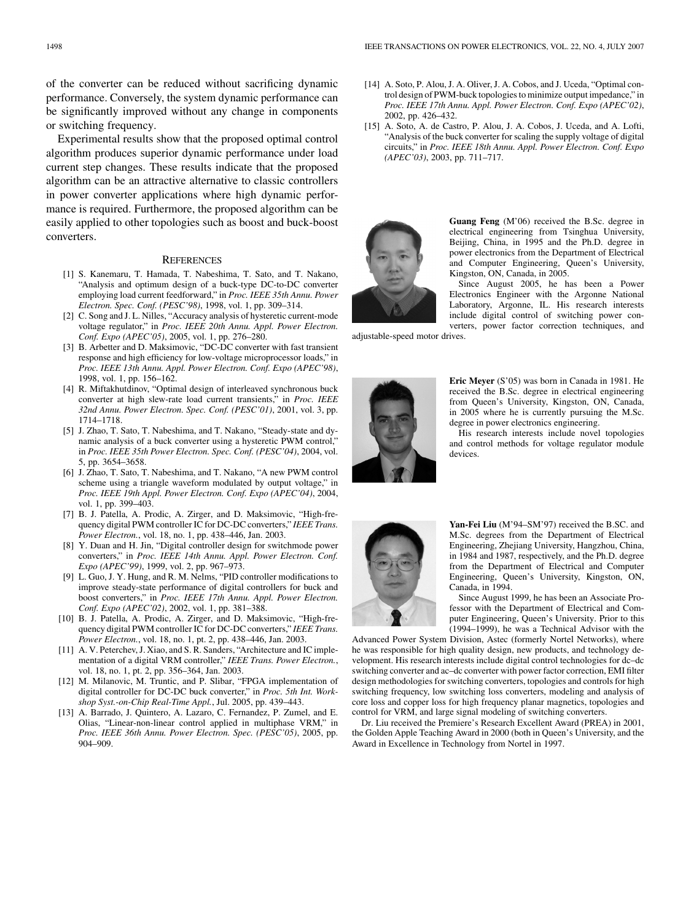of the converter can be reduced without sacrificing dynamic performance. Conversely, the system dynamic performance can be significantly improved without any change in components or switching frequency.

Experimental results show that the proposed optimal control algorithm produces superior dynamic performance under load current step changes. These results indicate that the proposed algorithm can be an attractive alternative to classic controllers in power converter applications where high dynamic performance is required. Furthermore, the proposed algorithm can be easily applied to other topologies such as boost and buck-boost converters.

## REFERENCES

[1] S. Kanemaru, T. Hamada, T. Nabeshima, T. Sato, and T. Nakano, "Analysis and optimum design of a buck-type DC-to-DC converter employing load current feedforward," in *Proc. IEEE 35th Annu. Power Electron. Spec. Conf. (PESC'98)*, 1998, vol. 1, pp. 309–314.

[2] C. Song and J. L. Nilles, "Accuracy analysis of hysteretic current-mode voltage regulator," in *Proc. IEEE 20th Annu. Appl. Power Electron. Conf. Expo (APEC'05)*, 2005, vol. 1, pp. 276–280.

[3] B. Arbetter and D. Maksimovic, "DC-DC converter with fast transient response and high efficiency for low-voltage microprocessor loads," in *Proc. IEEE 13th Annu. Appl. Power Electron. Conf. Expo (APEC'98)*, 1998, vol. 1, pp. 156–162.

[4] R. Miftakhutdinov, "Optimal design of interleaved synchronous buck converter at high slew-rate load current transients," in *Proc. IEEE 32nd Annu. Power Electron. Spec. Conf. (PESC'01)*, 2001, vol. 3, pp. 1714–1718.

[5] J. Zhao, T. Sato, T. Nabeshima, and T. Nakano, "Steady-state and dynamic analysis of a buck converter using a hysteretic PWM control," in *Proc. IEEE 35th Power Electron. Spec. Conf. (PESC'04)*, 2004, vol. 5, pp. 3654–3658.

[6] J. Zhao, T. Sato, T. Nabeshima, and T. Nakano, "A new PWM control scheme using a triangle waveform modulated by output voltage," in *Proc. IEEE 19th Appl. Power Electron. Conf. Expo (APEC'04)*, 2004, vol. 1, pp. 399–403.

[7] B. J. Patella, A. Prodic, A. Zirger, and D. Maksimovic, "High-frequency digital PWM controller IC for DC-DC converters," *IEEE Trans. Power Electron.*, vol. 18, no. 1, pp. 438–446, Jan. 2003.

[8] Y. Duan and H. Jin, "Digital controller design for switchmode power converters," in *Proc. IEEE 14th Annu. Appl. Power Electron. Conf. Expo (APEC'99)*, 1999, vol. 2, pp. 967–973.

[9] L. Guo, J. Y. Hung, and R. M. Nelms, "PID controller modifications to improve steady-state performance of digital controllers for buck and boost converters," in *Proc. IEEE 17th Annu. Appl. Power Electron. Conf. Expo (APEC'02)*, 2002, vol. 1, pp. 381–388.

[10] B. J. Patella, A. Prodic, A. Zirger, and D. Maksimovic, "High-frequency digital PWM controller IC for DC-DC converters," *IEEE Trans. Power Electron.*, vol. 18, no. 1, pt. 2, pp. 438–446, Jan. 2003.

[11] A. V. Peterchev, J. Xiao, and S. R. Sanders, "Architecture and IC implementation of a digital VRM controller," *IEEE Trans. Power Electron.*, vol. 18, no. 1, pt. 2, pp. 356–364, Jan. 2003.

[12] M. Milanovic, M. Truntic, and P. Slibar, "FPGA implementation of digital controller for DC-DC buck converter," in *Proc. 5th Int. Workshop Syst.-on-Chip Real-Time Appl.*, Jul. 2005, pp. 439–443.

[13] A. Barrado, J. Quintero, A. Lazaro, C. Fernandez, P. Zumel, and E. Olias, "Linear-non-linear control applied in multiphase VRM," in *Proc. IEEE 36th Annu. Power Electron. Spec. (PESC'05)*, 2005, pp. 904–909.

[14] A. Soto, P. Alou, J. A. Oliver, J. A. Cobos, and J. Uceda, "Optimal control design of PWM-buck topologies to minimize output impedance," in *Proc. IEEE 17th Annu. Appl. Power Electron. Conf. Expo (APEC'02)*, 2002, pp. 426–432.

[15] A. Soto, A. de Castro, P. Alou, J. A. Cobos, J. Uceda, and A. Lofti, "Analysis of the buck converter for scaling the supply voltage of digital circuits," in *Proc. IEEE 18th Annu. Appl. Power Electron. Conf. Expo (APEC'03)*, 2003, pp. 711–717.

**Guang Feng** (M'06) received the B.Sc. degree in electrical engineering from Tsinghua University, Beijing, China, in 1995 and the Ph.D. degree in power electronics from the Department of Electrical and Computer Engineering, Queen's University, Kingston, ON, Canada, in 2005.

Since August 2005, he has been a Power Electronics Engineer with the Argonne National Laboratory, Argonne, IL. His research interests include digital control of switching power converters, power factor correction techniques, and adjustable-speed motor drives.

**Eric Meyer** (S'05) was born in Canada in 1981. He received the B.Sc. degree in electrical engineering from Queen's University, Kingston, ON, Canada, in 2005 where he is currently pursuing the M.Sc. degree in power electronics engineering.

His research interests include novel topologies and control methods for voltage regulator module devices.

**Yan-Fei Liu** (M'94–SM'97) received the B.SC. and M.Sc. degrees from the Department of Electrical Engineering, Zhejiang University, Hangzhou, China, in 1984 and 1987, respectively, and the Ph.D. degree from the Department of Electrical and Computer Engineering, Queen's University, Kingston, ON, Canada, in 1994.

Since August 1999, he has been an Associate Professor with the Department of Electrical and Computer Engineering, Queen's University. Prior to this (1994–1999), he was a Technical Advisor with the Advanced Power System Division, Astec (formerly Nortel Networks), where he was responsible for high quality design, new products, and technology development. His research interests include digital control technologies for dc–dc switching converter and ac–dc converter with power factor correction, EMI filter design methodologies for switching converters, topologies and controls for high switching frequency, low switching loss converters, modeling and analysis of core loss and copper loss for high frequency planar magnetics, topologies and control for VRM, and large signal modeling of switching converters.

Dr. Liu received the Premiere's Research Excellent Award (PREA) in 2001, the Golden Apple Teaching Award in 2000 (both in Queen's University, and the Award in Excellence in Technology from Nortel in 1997.